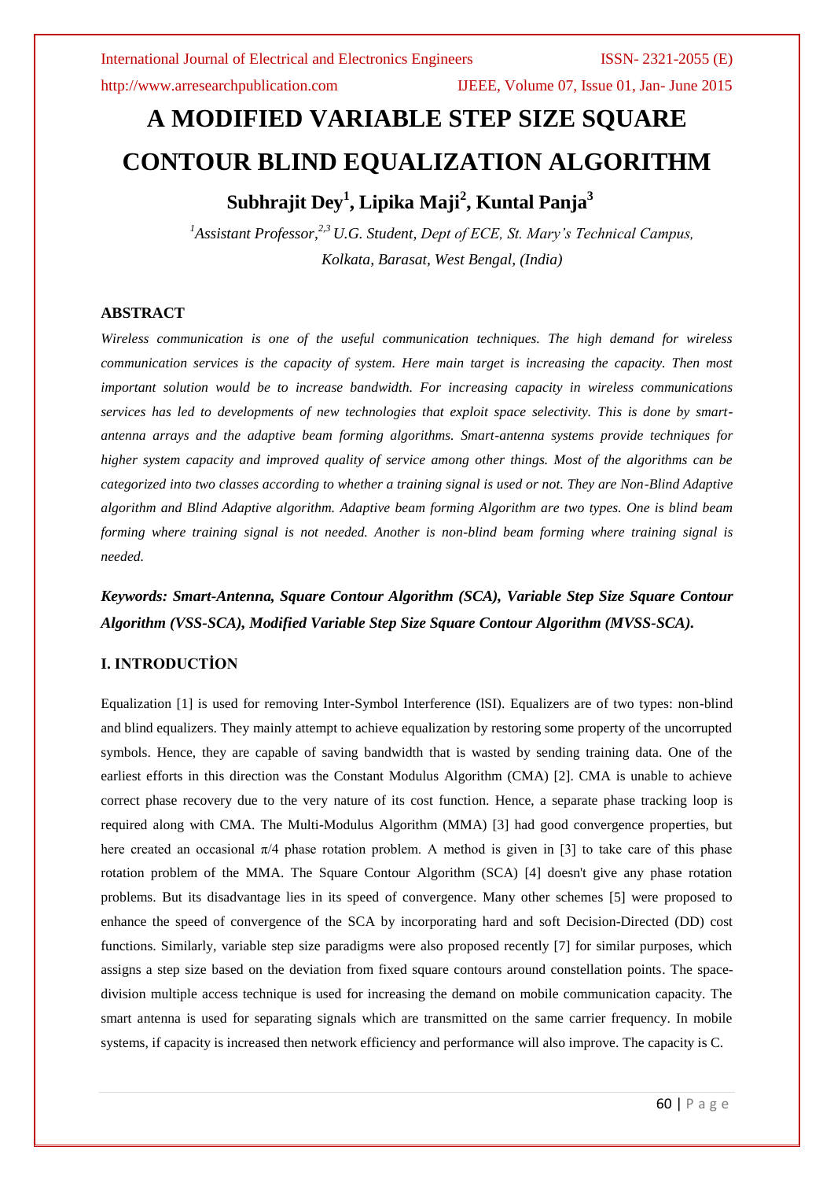# A MODIFIED VARIABLE STEP SIZE SQUARE CONTOUR BLIND EQUALIZATION ALGORITHM

**Subhrajit Dey[1], Lipika Maji[2], Kuntal Panja[3]**

*[1]Assistant Professor,[2,3] U.G. Student, Dept of ECE, St. Mary's Technical Campus, Kolkata, Barasat, West Bengal, (India)*

## ABSTRACT

*Wireless communication is one of the useful communication techniques. The high demand for wireless communication services is the capacity of system. Here main target is increasing the capacity. Then most important solution would be to increase bandwidth. For increasing capacity in wireless communications services has led to developments of new technologies that exploit space selectivity. This is done by smart-antenna arrays and the adaptive beam forming algorithms. Smart-antenna systems provide techniques for higher system capacity and improved quality of service among other things. Most of the algorithms can be categorized into two classes according to whether a training signal is used or not. They are Non-Blind Adaptive algorithm and Blind Adaptive algorithm. Adaptive beam forming Algorithm are two types. One is blind beam forming where training signal is not needed. Another is non-blind beam forming where training signal is needed.*

***Keywords: Smart-Antenna, Square Contour Algorithm (SCA), Variable Step Size Square Contour Algorithm (VSS-SCA), Modified Variable Step Size Square Contour Algorithm (MVSS-SCA).***

## I. INTRODUCTİON

Equalization [1] is used for removing Inter-Symbol Interference (lSI). Equalizers are of two types: non-blind and blind equalizers. They mainly attempt to achieve equalization by restoring some property of the uncorrupted symbols. Hence, they are capable of saving bandwidth that is wasted by sending training data. One of the earliest efforts in this direction was the Constant Modulus Algorithm (CMA) [2]. CMA is unable to achieve correct phase recovery due to the very nature of its cost function. Hence, a separate phase tracking loop is required along with CMA. The Multi-Modulus Algorithm (MMA) [3] had good convergence properties, but here created an occasional $\pi/4$ phase rotation problem. A method is given in [3] to take care of this phase rotation problem of the MMA. The Square Contour Algorithm (SCA) [4] doesn't give any phase rotation problems. But its disadvantage lies in its speed of convergence. Many other schemes [5] were proposed to enhance the speed of convergence of the SCA by incorporating hard and soft Decision-Directed (DD) cost functions. Similarly, variable step size paradigms were also proposed recently [7] for similar purposes, which assigns a step size based on the deviation from fixed square contours around constellation points. The space-division multiple access technique is used for increasing the demand on mobile communication capacity. The smart antenna is used for separating signals which are transmitted on the same carrier frequency. In mobile systems, if capacity is increased then network efficiency and performance will also improve. The capacity is C.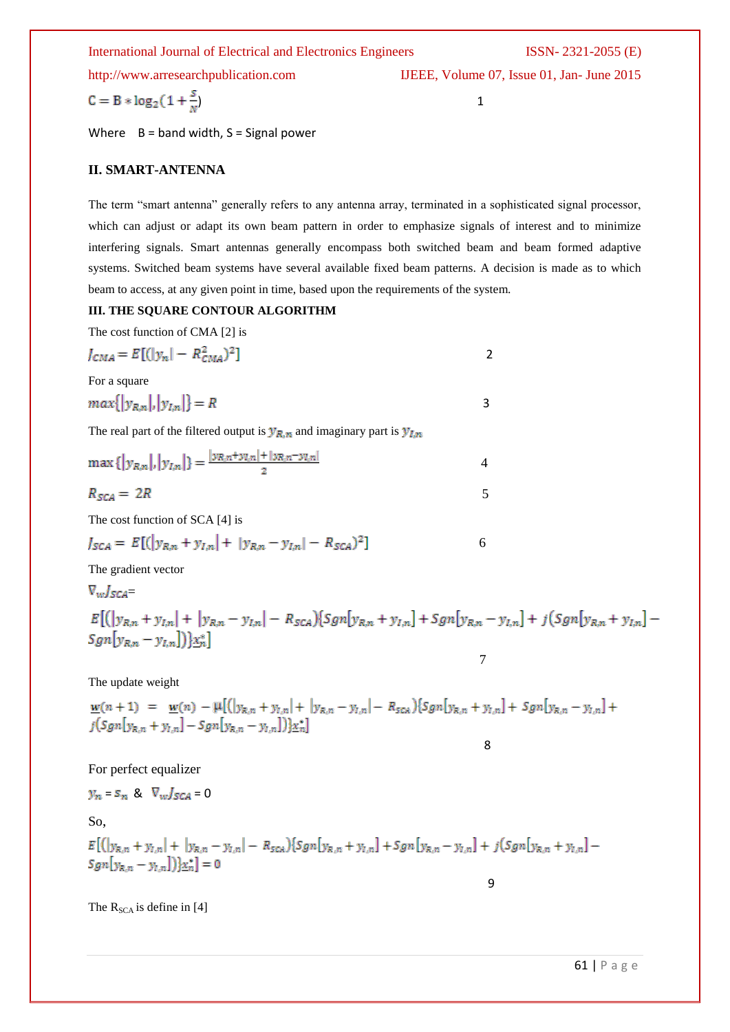$$C = B * \log_2(1 + \frac{S}{N}) \qquad 1$$

Where B = band width, S = Signal power

## II. SMART-ANTENNA

The term "smart antenna" generally refers to any antenna array, terminated in a sophisticated signal processor, which can adjust or adapt its own beam pattern in order to emphasize signals of interest and to minimize interfering signals. Smart antennas generally encompass both switched beam and beam formed adaptive systems. Switched beam systems have several available fixed beam patterns. A decision is made as to which beam to access, at any given point in time, based upon the requirements of the system.

## III. THE SQUARE CONTOUR ALGORITHM

The cost function of CMA [2] is

$$J_{CMA} = E[(|y_n| - R_{CMA}^2)^2] \qquad 2$$

For a square

$$max\{|y_{R,n}|, |y_{I,n}|\} = R \qquad 3$$

The real part of the filtered output is $y_{R,n}$ and imaginary part is $y_{I,n}$

$$\max\{|y_{R,n}|, |y_{I,n}|\} = \frac{|y_{R,n}+y_{I,n}| + |y_{R,n}-y_{I,n}|}{2} \qquad 4$$

$$R_{SCA} = 2R \qquad 5$$

The cost function of SCA [4] is

$$J_{SCA} = E[(|y_{R,n} + y_{I,n}| + |y_{R,n} - y_{I,n}| - R_{SCA})^2] \qquad 6$$

The gradient vector

$$\nabla_w J_{SCA} = E[(|y_{R,n} + y_{I,n}| + |y_{R,n} - y_{I,n}| - R_{SCA})\{Sgn[y_{R,n} + y_{I,n}] + Sgn[y_{R,n} - y_{I,n}] + j(Sgn[y_{R,n} + y_{I,n}] - Sgn[y_{R,n} - y_{I,n}])\}\underline{x}_n^*] \qquad 7$$

The update weight

$$\underline{w}(n+1) = \underline{w}(n) - \mu[(|y_{R,n} + y_{I,n}| + |y_{R,n} - y_{I,n}| - R_{SCA})\{Sgn[y_{R,n} + y_{I,n}] + Sgn[y_{R,n} - y_{I,n}] + j(Sgn[y_{R,n} + y_{I,n}] - Sgn[y_{R,n} - y_{I,n}])\}\underline{x}_n^*] \qquad 8$$

For perfect equalizer

$y_n = s_n$ & $\nabla_w J_{SCA} = 0$

So,

$$E[(|y_{R,n} + y_{I,n}| + |y_{R,n} - y_{I,n}| - R_{SCA})\{Sgn[y_{R,n} + y_{I,n}] + Sgn[y_{R,n} - y_{I,n}] + j(Sgn[y_{R,n} + y_{I,n}] - Sgn[y_{R,n} - y_{I,n}])\}\underline{x}_n^*] = 0 \qquad 9$$

The $R_{SCA}$ is define in [4]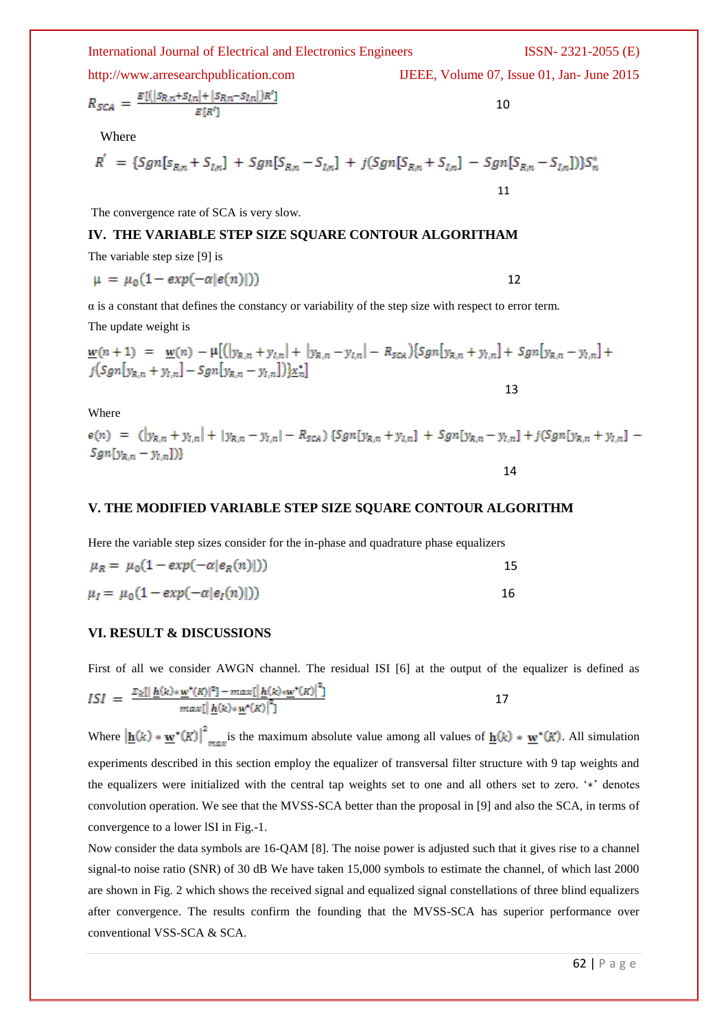$$R_{SCA} = \frac{E[(|s_{R,n}+s_{I,n}| + |s_{R,n}-s_{I,n}|)R']}{E[R']} \quad 10$$

Where

$$R' = \{Sgn[s_{R,n} + S_{I,n}] + Sgn[S_{R,n} - S_{I,n}] + j(Sgn[S_{R,n} + S_{I,n}] - Sgn[S_{R,n} - S_{I,n}])\}S_n^* \quad 11$$

The convergence rate of SCA is very slow.

## IV. THE VARIABLE STEP SIZE SQUARE CONTOUR ALGORITHAM

The variable step size [9] is

$$\mu = \mu_0(1 - exp(-\alpha|e(n)|)) \quad 12$$

α is a constant that defines the constancy or variability of the step size with respect to error term.

The update weight is

$$\underline{w}(n+1) = \underline{w}(n) - \mu[(|y_{R,n} + y_{I,n}| + |y_{R,n} - y_{I,n}| - R_{SCA})\{Sgn[y_{R,n} + y_{I,n}] + Sgn[y_{R,n} - y_{I,n}] + j(Sgn[y_{R,n} + y_{I,n}] - Sgn[y_{R,n} - y_{I,n}])\}\underline{x}_n^*] \quad 13$$

Where

$$e(n) = (|y_{R,n} + y_{I,n}| + |y_{R,n} - y_{I,n}| - R_{SCA})\{Sgn[y_{R,n} + y_{I,n}] + Sgn[y_{R,n} - y_{I,n}] + j(Sgn[y_{R,n} + y_{I,n}] - Sgn[y_{R,n} - y_{I,n}])\} \quad 14$$

## V. THE MODIFIED VARIABLE STEP SIZE SQUARE CONTOUR ALGORITHM

Here the variable step sizes consider for the in-phase and quadrature phase equalizers

$$\mu_R = \mu_0(1 - exp(-\alpha|e_R(n)|)) \quad 15$$

$$\mu_I = \mu_0(1 - exp(-\alpha|e_I(n)|)) \quad 16$$

## VI. RESULT & DISCUSSIONS

First of all we consider AWGN channel. The residual ISI [6] at the output of the equalizer is defined as

$$ISI = \frac{\Sigma_k[|\underline{h}(k) * \underline{w}^*(K)|^2] - max[|\underline{h}(k) * \underline{w}^*(K)|^2]}{max[|\underline{h}(k) * \underline{w}^*(K)|^2]} \quad 17$$

Where $|\underline{h}(k) * \underline{w}^*(K)|^2_{max}$ is the maximum absolute value among all values of $\underline{h}(k) * \underline{w}^*(K)$. All simulation experiments described in this section employ the equalizer of transversal filter structure with 9 tap weights and the equalizers were initialized with the central tap weights set to one and all others set to zero. '*' denotes convolution operation. We see that the MVSS-SCA better than the proposal in [9] and also the SCA, in terms of convergence to a lower ISI in Fig.-1.

Now consider the data symbols are 16-QAM [8]. The noise power is adjusted such that it gives rise to a channel signal-to noise ratio (SNR) of 30 dB We have taken 15,000 symbols to estimate the channel, of which last 2000 are shown in Fig. 2 which shows the received signal and equalized signal constellations of three blind equalizers after convergence. The results confirm the founding that the MVSS-SCA has superior performance over conventional VSS-SCA & SCA.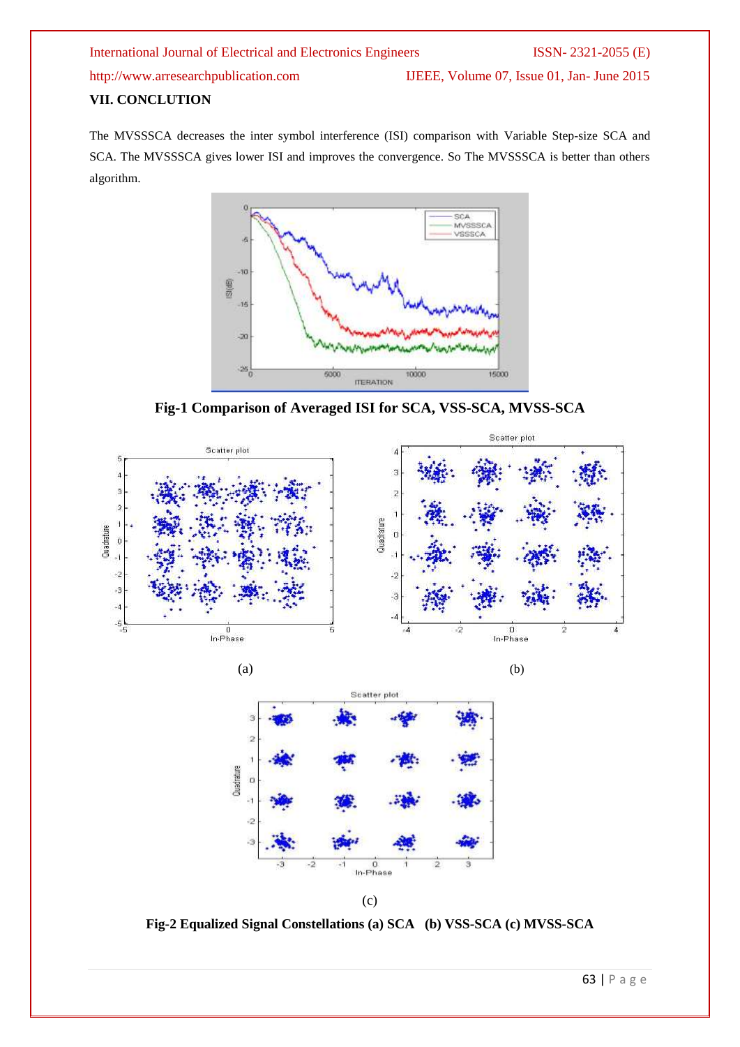## VII. CONCLUTION

The MVSSSCA decreases the inter symbol interference (ISI) comparison with Variable Step-size SCA and SCA. The MVSSSCA gives lower ISI and improves the convergence. So The MVSSSCA is better than others algorithm.

**Fig-1 Comparison of Averaged ISI for SCA, VSS-SCA, MVSS-SCA**

(a)

(b)

(c)

**Fig-2 Equalized Signal Constellations (a) SCA (b) VSS-SCA (c) MVSS-SCA**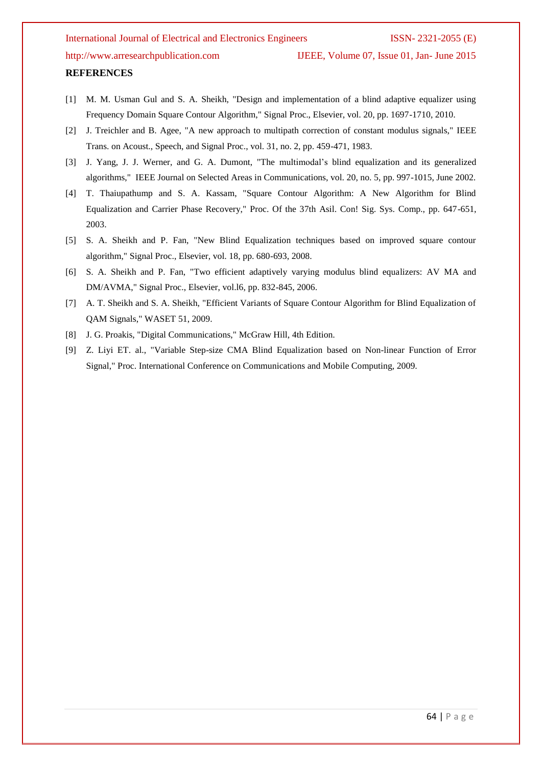**REFERENCES**

[1] M. M. Usman Gul and S. A. Sheikh, "Design and implementation of a blind adaptive equalizer using Frequency Domain Square Contour Algorithm," Signal Proc., Elsevier, vol. 20, pp. 1697-1710, 2010.

[2] J. Treichler and B. Agee, "A new approach to multipath correction of constant modulus signals," IEEE Trans. on Acoust., Speech, and Signal Proc., vol. 31, no. 2, pp. 459-471, 1983.

[3] J. Yang, J. J. Werner, and G. A. Dumont, "The multimodal's blind equalization and its generalized algorithms," IEEE Journal on Selected Areas in Communications, vol. 20, no. 5, pp. 997-1015, June 2002.

[4] T. Thaiupathump and S. A. Kassam, "Square Contour Algorithm: A New Algorithm for Blind Equalization and Carrier Phase Recovery," Proc. Of the 37th Asil. Con! Sig. Sys. Comp., pp. 647-651, 2003.

[5] S. A. Sheikh and P. Fan, "New Blind Equalization techniques based on improved square contour algorithm," Signal Proc., Elsevier, vol. 18, pp. 680-693, 2008.

[6] S. A. Sheikh and P. Fan, "Two efficient adaptively varying modulus blind equalizers: AV MA and DM/AVMA," Signal Proc., Elsevier, vol.l6, pp. 832-845, 2006.

[7] A. T. Sheikh and S. A. Sheikh, "Efficient Variants of Square Contour Algorithm for Blind Equalization of QAM Signals," WASET 51, 2009.

[8] J. G. Proakis, "Digital Communications," McGraw Hill, 4th Edition.

[9] Z. Liyi ET. al., "Variable Step-size CMA Blind Equalization based on Non-linear Function of Error Signal," Proc. International Conference on Communications and Mobile Computing, 2009.